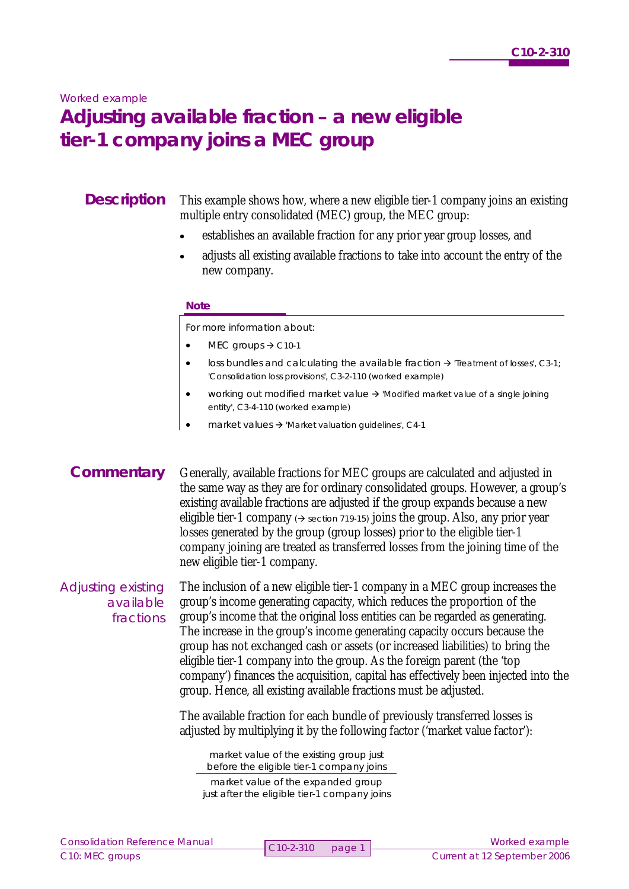*Worked example*

# Adjusting available fraction – a new eligible tier-1 company joins a MEC group

## Description

This example shows how, where a new eligible tier-1 company joins an existing multiple entry consolidated (MEC) group, the MEC group:

- establishes an available fraction for any prior year group losses, and
- adjusts all existing available fractions to take into account the entry of the new company.

**Note**

For more information about:

- MEC groups → C10-1
- loss bundles and calculating the available fraction → 'Treatment of losses', C3-1; 'Consolidation loss provisions', C3-2-110 (worked example)
- working out modified market value → 'Modified market value of a single joining entity', C3-4-110 (worked example)
- market values → 'Market valuation guidelines', C4-1

## Commentary

Generally, available fractions for MEC groups are calculated and adjusted in the same way as they are for ordinary consolidated groups. However, a group's existing available fractions are adjusted if the group expands because a new eligible tier-1 company (→ section 719-15) joins the group. Also, any prior year losses generated by the group (group losses) prior to the eligible tier-1 company joining are treated as transferred losses from the joining time of the new eligible tier-1 company.

### Adjusting existing available fractions

The inclusion of a new eligible tier-1 company in a MEC group increases the group's income generating capacity, which reduces the proportion of the group's income that the original loss entities can be regarded as generating. The increase in the group's income generating capacity occurs because the group has not exchanged cash or assets (or increased liabilities) to bring the eligible tier-1 company into the group. As the foreign parent (the 'top company') finances the acquisition, capital has effectively been injected into the group. Hence, all existing available fractions must be adjusted.

The available fraction for each bundle of previously transferred losses is adjusted by multiplying it by the following factor ('market value factor'):

$$\frac{\text{market value of the existing group just before the eligible tier-1 company joins}}{\text{market value of the expanded group just after the eligible tier-1 company joins}}$$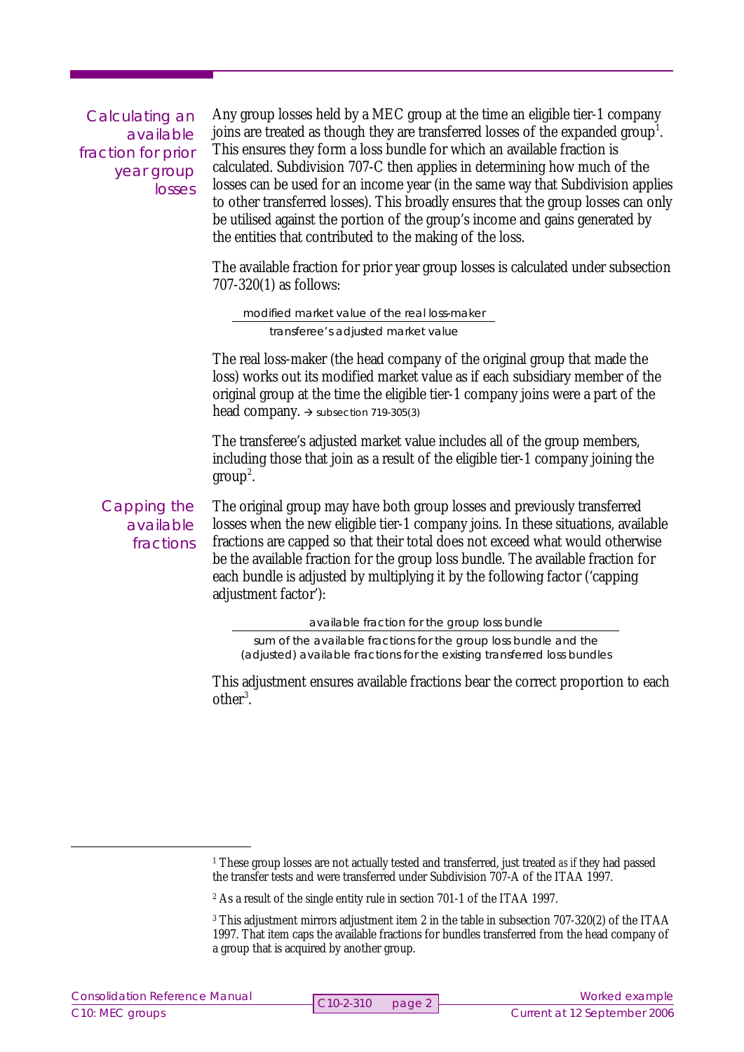## Calculating an available fraction for prior year group losses

Any group losses held by a MEC group at the time an eligible tier-1 company joins are treated as though they are transferred losses of the expanded group[1]. This ensures they form a loss bundle for which an available fraction is calculated. Subdivision 707-C then applies in determining how much of the losses can be used for an income year (in the same way that Subdivision applies to other transferred losses). This broadly ensures that the group losses can only be utilised against the portion of the group's income and gains generated by the entities that contributed to the making of the loss.

The available fraction for prior year group losses is calculated under subsection 707-320(1) as follows:

$$\frac{\text{modified market value of the real loss-maker}}{\text{transferee's adjusted market value}}$$

The real loss-maker (the head company of the original group that made the loss) works out its modified market value as if each subsidiary member of the original group at the time the eligible tier-1 company joins were a part of the head company. → subsection 719-305(3)

The transferee's adjusted market value includes all of the group members, including those that join as a result of the eligible tier-1 company joining the group[2].

## Capping the available fractions

The original group may have both group losses and previously transferred losses when the new eligible tier-1 company joins. In these situations, available fractions are capped so that their total does not exceed what would otherwise be the available fraction for the group loss bundle. The available fraction for each bundle is adjusted by multiplying it by the following factor ('capping adjustment factor'):

$$\frac{\text{available fraction for the group loss bundle}}{\text{sum of the available fractions for the group loss bundle and the (adjusted) available fractions for the existing transferred loss bundles}}$$

This adjustment ensures available fractions bear the correct proportion to each other[3].

---

[1] These group losses are not actually tested and transferred, just treated *as if* they had passed the transfer tests and were transferred under Subdivision 707-A of the ITAA 1997.

[2] As a result of the single entity rule in section 701-1 of the ITAA 1997.

[3] This adjustment mirrors adjustment item 2 in the table in subsection 707-320(2) of the ITAA 1997. That item caps the available fractions for bundles transferred from the head company of a group that is acquired by another group.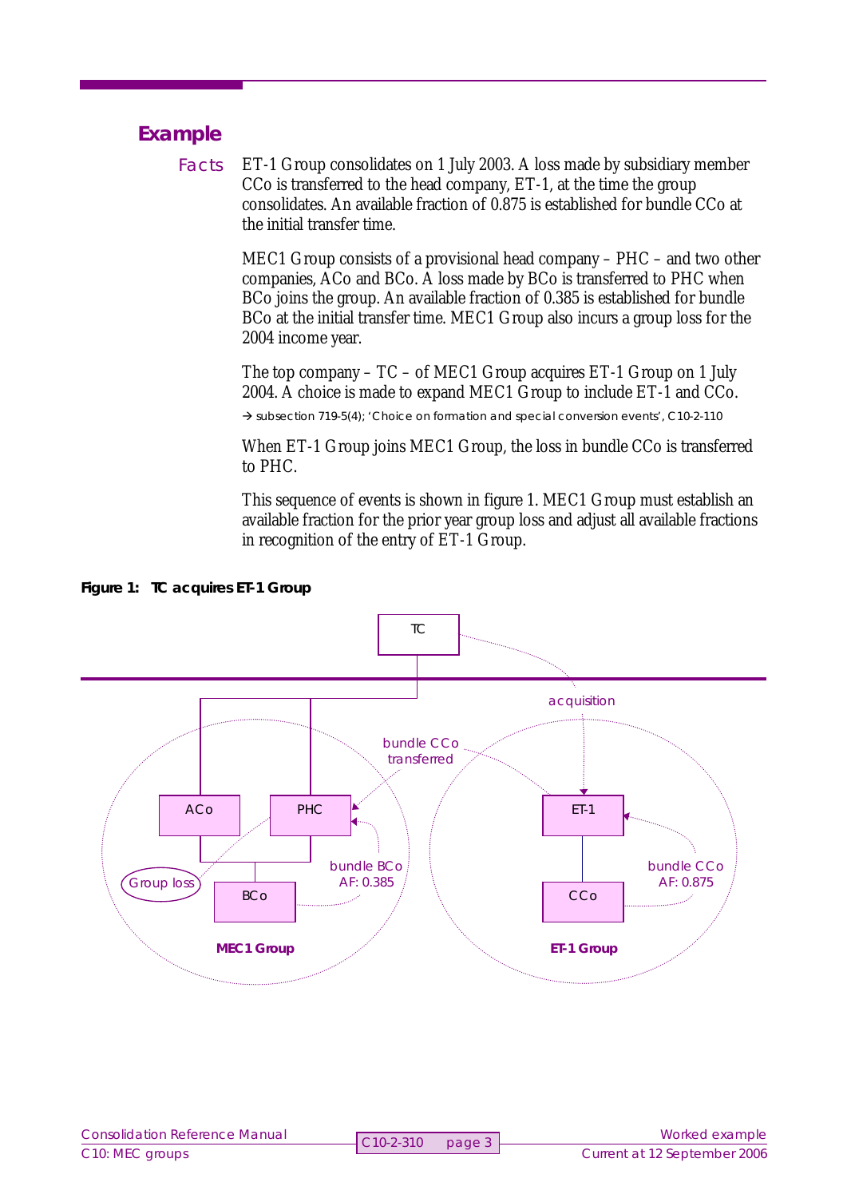## Example

**Facts** ET-1 Group consolidates on 1 July 2003. A loss made by subsidiary member CCo is transferred to the head company, ET-1, at the time the group consolidates. An available fraction of 0.875 is established for bundle CCo at the initial transfer time.

MEC1 Group consists of a provisional head company – PHC – and two other companies, ACo and BCo. A loss made by BCo is transferred to PHC when BCo joins the group. An available fraction of 0.385 is established for bundle BCo at the initial transfer time. MEC1 Group also incurs a group loss for the 2004 income year.

The top company – TC – of MEC1 Group acquires ET-1 Group on 1 July 2004. A choice is made to expand MEC1 Group to include ET-1 and CCo.

→ subsection 719-5(4); 'Choice on formation and special conversion events', C10-2-110

When ET-1 Group joins MEC1 Group, the loss in bundle CCo is transferred to PHC.

This sequence of events is shown in figure 1. MEC1 Group must establish an available fraction for the prior year group loss and adjust all available fractions in recognition of the entry of ET-1 Group.

**Figure 1: TC acquires ET-1 Group**

TC — acquisition — bundle CCo transferred

MEC1 Group: ACo, PHC, BCo, Group loss, bundle BCo AF: 0.385

ET-1 Group: ET-1, CCo, bundle CCo AF: 0.875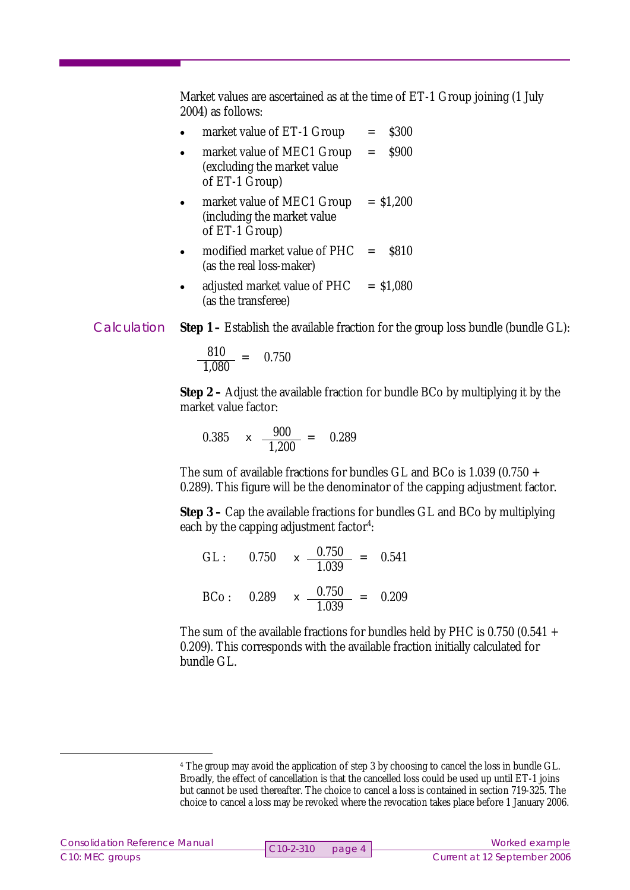Market values are ascertained as at the time of ET-1 Group joining (1 July 2004) as follows:

- market value of ET-1 Group = \$300
- market value of MEC1 Group (excluding the market value of ET-1 Group) = \$900
- market value of MEC1 Group (including the market value of ET-1 Group) = \$1,200
- modified market value of PHC (as the real loss-maker) = \$810
- adjusted market value of PHC (as the transferee) = \$1,080

### Calculation

**Step 1 –** Establish the available fraction for the group loss bundle (bundle GL):

$$\frac{810}{1{,}080} = 0.750$$

**Step 2 –** Adjust the available fraction for bundle BCo by multiplying it by the market value factor:

$$0.385 \times \frac{900}{1{,}200} = 0.289$$

The sum of available fractions for bundles GL and BCo is 1.039 (0.750 + 0.289). This figure will be the denominator of the capping adjustment factor.

**Step 3 –** Cap the available fractions for bundles GL and BCo by multiplying each by the capping adjustment factor[4]:

$$\text{GL}: \quad 0.750 \times \frac{0.750}{1.039} = 0.541$$

$$\text{BCo}: \quad 0.289 \times \frac{0.750}{1.039} = 0.209$$

The sum of the available fractions for bundles held by PHC is 0.750 (0.541 + 0.209). This corresponds with the available fraction initially calculated for bundle GL.

---

[4] The group may avoid the application of step 3 by choosing to cancel the loss in bundle GL. Broadly, the effect of cancellation is that the cancelled loss could be used up until ET-1 joins but cannot be used thereafter. The choice to cancel a loss is contained in section 719-325. The choice to cancel a loss may be revoked where the revocation takes place before 1 January 2006.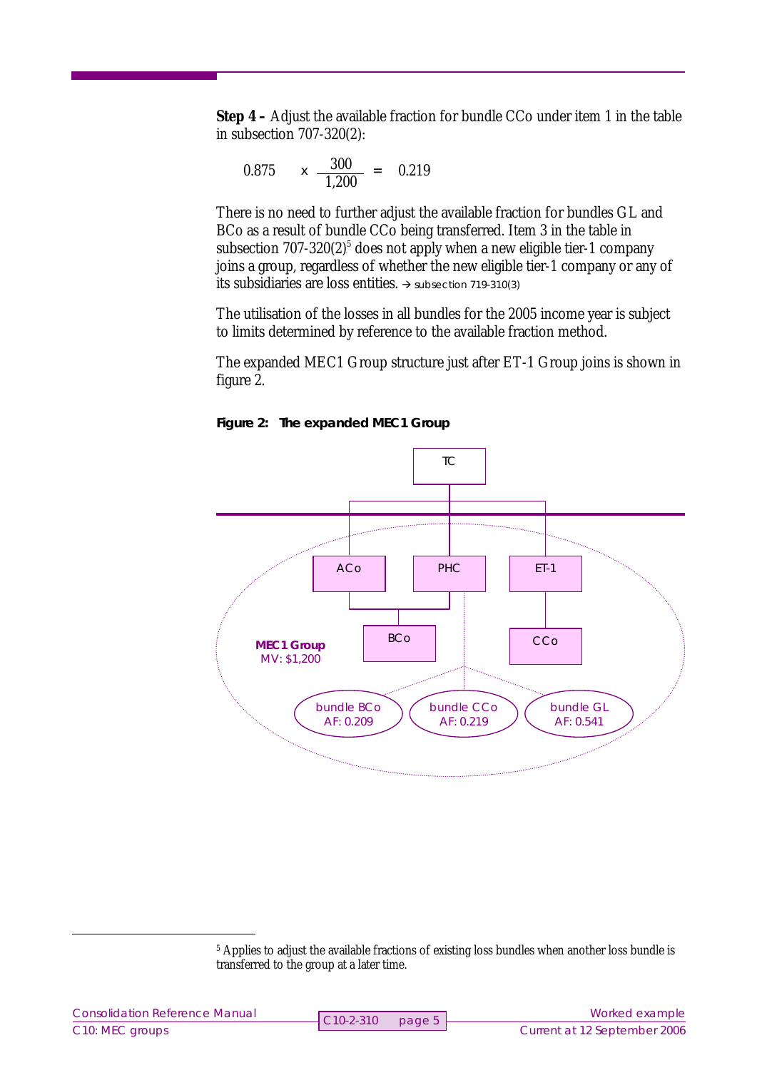**Step 4 –** Adjust the available fraction for bundle CCo under item 1 in the table in subsection 707-320(2):

$$0.875 \times \frac{300}{1{,}200} = 0.219$$

There is no need to further adjust the available fraction for bundles GL and BCo as a result of bundle CCo being transferred. Item 3 in the table in subsection 707-320(2)[5] does not apply when a new eligible tier-1 company joins a group, regardless of whether the new eligible tier-1 company or any of its subsidiaries are loss entities. → subsection 719-310(3)

The utilisation of the losses in all bundles for the 2005 income year is subject to limits determined by reference to the available fraction method.

The expanded MEC1 Group structure just after ET-1 Group joins is shown in figure 2.

**Figure 2: The expanded MEC1 Group**

TC

ACo | PHC | ET-1

BCo | CCo

**MEC1 Group**
MV: $1,200

bundle BCo AF: 0.209 | bundle CCo AF: 0.219 | bundle GL AF: 0.541

---

[5] Applies to adjust the available fractions of existing loss bundles when another loss bundle is transferred to the group at a later time.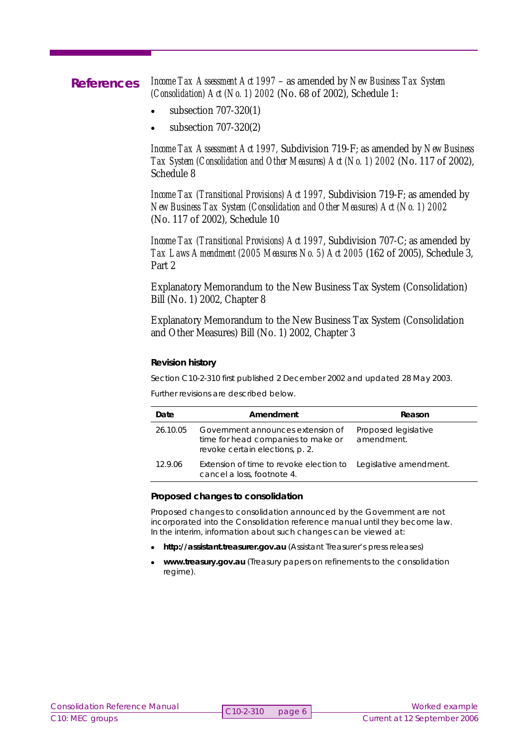## References

*Income Tax Assessment Act 1997* – as amended by *New Business Tax System (Consolidation) Act (No. 1) 2002* (No. 68 of 2002), Schedule 1:

- subsection 707-320(1)
- subsection 707-320(2)

*Income Tax Assessment Act 1997,* Subdivision 719-F; as amended by *New Business Tax System (Consolidation and Other Measures) Act (No. 1) 2002* (No. 117 of 2002), Schedule 8

*Income Tax (Transitional Provisions) Act 1997,* Subdivision 719-F; as amended by *New Business Tax System (Consolidation and Other Measures) Act (No. 1) 2002* (No. 117 of 2002), Schedule 10

*Income Tax (Transitional Provisions) Act 1997*, Subdivision 707-C; as amended by *Tax Laws Amendment (2005 Measures No. 5) Act 2005* (162 of 2005), Schedule 3, Part 2

Explanatory Memorandum to the New Business Tax System (Consolidation) Bill (No. 1) 2002, Chapter 8

Explanatory Memorandum to the New Business Tax System (Consolidation and Other Measures) Bill (No. 1) 2002, Chapter 3

### Revision history

Section C10-2-310 first published 2 December 2002 and updated 28 May 2003.

Further revisions are described below.

| Date | Amendment | Reason |
|---|---|---|
| 26.10.05 | Government announces extension of time for head companies to make or revoke certain elections, p. 2. | Proposed legislative amendment. |
| 12.9.06 | Extension of time to revoke election to cancel a loss, footnote 4. | Legislative amendment. |

### Proposed changes to consolidation

Proposed changes to consolidation announced by the Government are not incorporated into the Consolidation reference manual until they become law. In the interim, information about such changes can be viewed at:

- **http://assistant.treasurer.gov.au** (Assistant Treasurer's press releases)
- **www.treasury.gov.au** (Treasury papers on refinements to the consolidation regime).